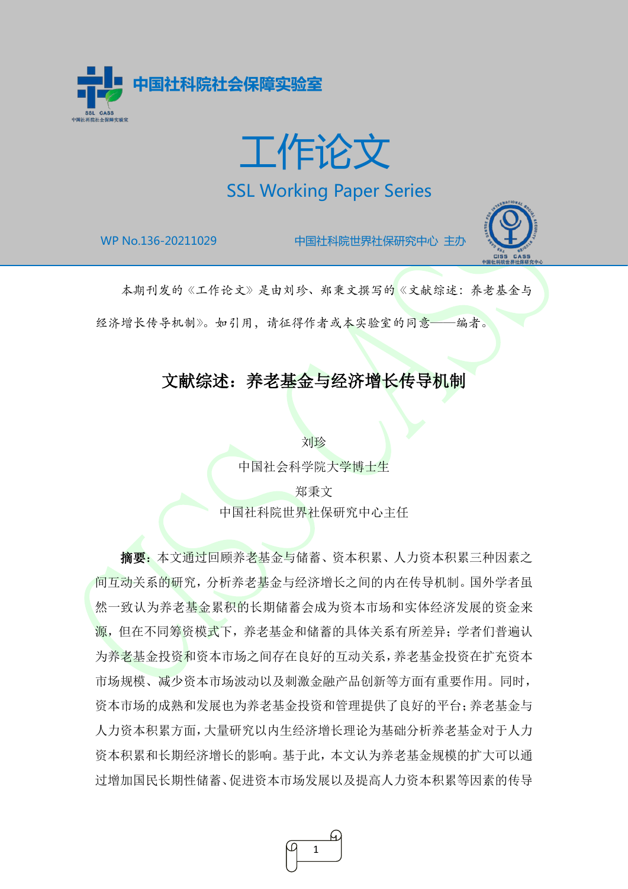中国社科院社会保障实验室

# 工作论文

SSL Working Paper Series

WP No.136-20211029　　　　中国社科院世界社保研究中心 主办

本期刊发的《工作论文》是由刘珍、郑秉文撰写的《文献综述：养老基金与经济增长传导机制》。如引用，请征得作者或本实验室的同意——编者。

## 文献综述：养老基金与经济增长传导机制

刘珍

中国社会科学院大学博士生

郑秉文

中国社科院世界社保研究中心主任

**摘要**：本文通过回顾养老基金与储蓄、资本积累、人力资本积累三种因素之间互动关系的研究，分析养老基金与经济增长之间的内在传导机制。国外学者虽然一致认为养老基金累积的长期储蓄会成为资本市场和实体经济发展的资金来源，但在不同筹资模式下，养老基金和储蓄的具体关系有所差异；学者们普遍认为养老基金投资和资本市场之间存在良好的互动关系，养老基金投资在扩充资本市场规模、减少资本市场波动以及刺激金融产品创新等方面有重要作用。同时，资本市场的成熟和发展也为养老基金投资和管理提供了良好的平台；养老基金与人力资本积累方面，大量研究以内生经济增长理论为基础分析养老基金对于人力资本积累和长期经济增长的影响。基于此，本文认为养老基金规模的扩大可以通过增加国民长期性储蓄、促进资本市场发展以及提高人力资本积累等因素的传导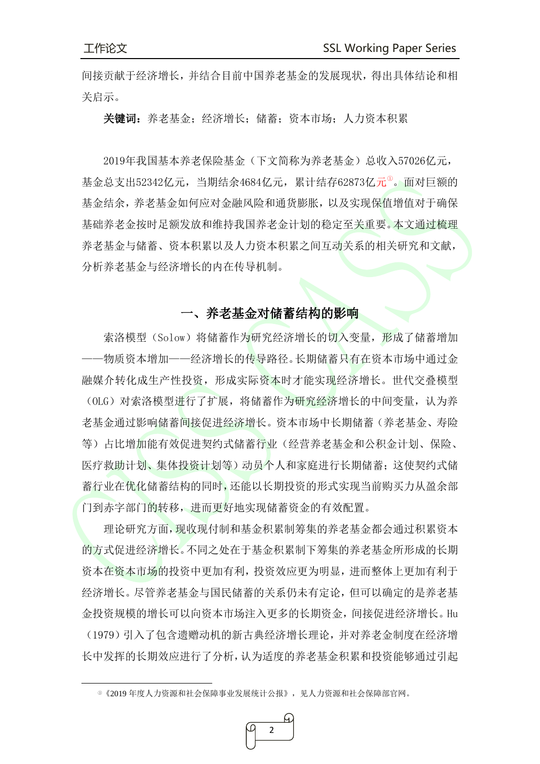间接贡献于经济增长，并结合目前中国养老基金的发展现状，得出具体结论和相关启示。

**关键词：**养老基金；经济增长；储蓄；资本市场；人力资本积累

2019年我国基本养老保险基金（下文简称为养老基金）总收入57026亿元，基金总支出52342亿元，当期结余4684亿元，累计结存62873亿元[①]。面对巨额的基金结余，养老基金如何应对金融风险和通货膨胀，以及实现保值增值对于确保基础养老金按时足额发放和维持我国养老金计划的稳定至关重要。本文通过梳理养老基金与储蓄、资本积累以及人力资本积累之间互动关系的相关研究和文献，分析养老基金与经济增长的内在传导机制。

## 一、养老基金对储蓄结构的影响

索洛模型（Solow）将储蓄作为研究经济增长的切入变量，形成了储蓄增加——物质资本增加——经济增长的传导路径。长期储蓄只有在资本市场中通过金融媒介转化成生产性投资，形成实际资本时才能实现经济增长。世代交叠模型（OLG）对索洛模型进行了扩展，将储蓄作为研究经济增长的中间变量，认为养老基金通过影响储蓄间接促进经济增长。资本市场中长期储蓄（养老基金、寿险等）占比增加能有效促进契约式储蓄行业（经营养老基金和公积金计划、保险、医疗救助计划、集体投资计划等）动员个人和家庭进行长期储蓄；这使契约式储蓄行业在优化储蓄结构的同时，还能以长期投资的形式实现当前购买力从盈余部门到赤字部门的转移，进而更好地实现储蓄资金的有效配置。

理论研究方面，现收现付制和基金积累制筹集的养老基金都会通过积累资本的方式促进经济增长。不同之处在于基金积累制下筹集的养老基金所形成的长期资本在资本市场的投资中更加有利，投资效应更为明显，进而整体上更加有利于经济增长。尽管养老基金与国民储蓄的关系仍未有定论，但可以确定的是养老基金投资规模的增长可以向资本市场注入更多的长期资金，间接促进经济增长。Hu（1979）引入了包含遗赠动机的新古典经济增长理论，并对养老金制度在经济增长中发挥的长期效应进行了分析，认为适度的养老基金积累和投资能够通过引起

---

① 《2019 年度人力资源和社会保障事业发展统计公报》，见人力资源和社会保障部官网。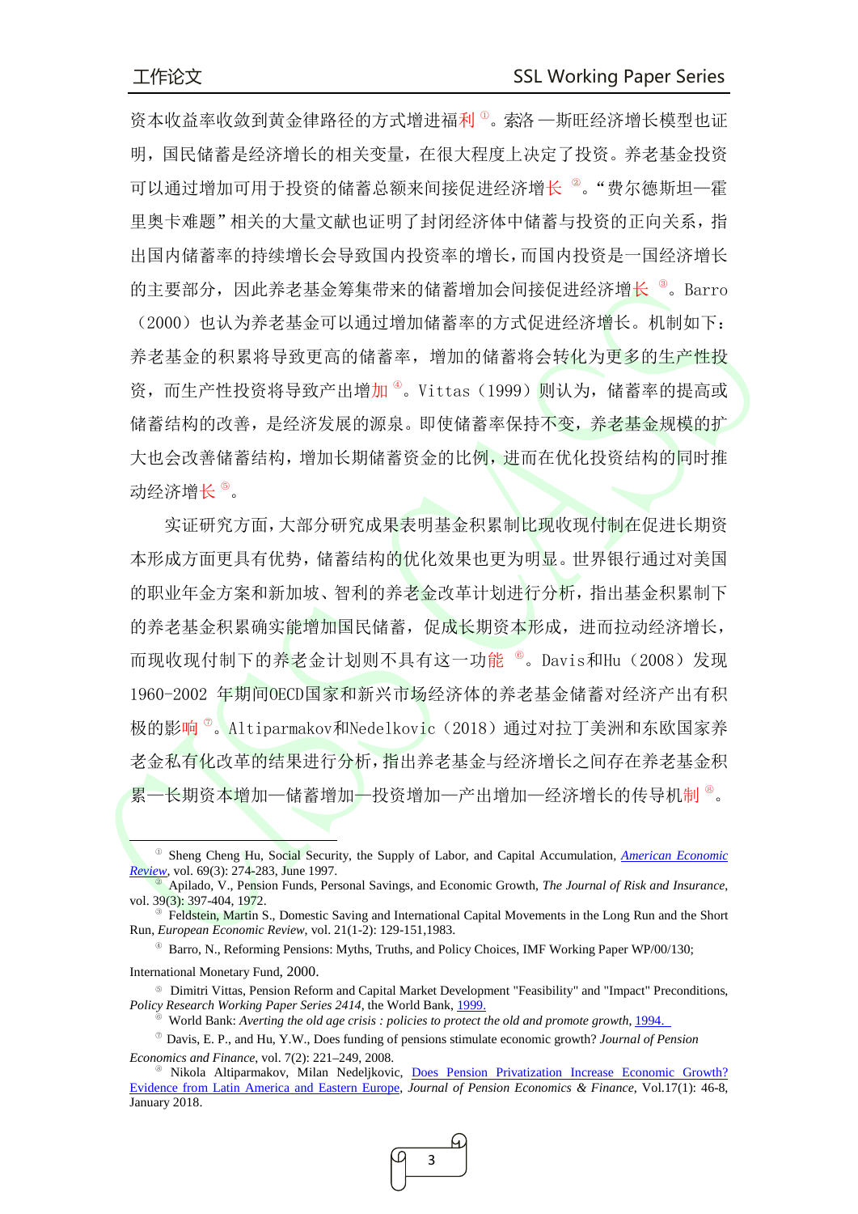资本收益率收敛到黄金律路径的方式增进福利[①]。索洛—斯旺经济增长模型也证明，国民储蓄是经济增长的相关变量，在很大程度上决定了投资。养老基金投资可以通过增加可用于投资的储蓄总额来间接促进经济增长[②]。“费尔德斯坦—霍里奥卡难题”相关的大量文献也证明了封闭经济体中储蓄与投资的正向关系，指出国内储蓄率的持续增长会导致国内投资率的增长，而国内投资是一国经济增长的主要部分，因此养老基金筹集带来的储蓄增加会间接促进经济增长[③]。Barro（2000）也认为养老基金可以通过增加储蓄率的方式促进经济增长。机制如下：养老基金的积累将导致更高的储蓄率，增加的储蓄将会转化为更多的生产性投资，而生产性投资将导致产出增加[④]。Vittas（1999）则认为，储蓄率的提高或储蓄结构的改善，是经济发展的源泉。即使储蓄率保持不变，养老基金规模的扩大也会改善储蓄结构，增加长期储蓄资金的比例，进而在优化投资结构的同时推动经济增长[⑤]。

实证研究方面，大部分研究成果表明基金积累制比现收现付制在促进长期资本形成方面更具有优势，储蓄结构的优化效果也更为明显。世界银行通过对美国的职业年金方案和新加坡、智利的养老金改革计划进行分析，指出基金积累制下的养老基金积累确实能增加国民储蓄，促成长期资本形成，进而拉动经济增长，而现收现付制下的养老金计划则不具有这一功能[⑥]。Davis和Hu（2008）发现1960-2002 年期间OECD国家和新兴市场经济体的养老基金储蓄对经济产出有积极的影响[⑦]。Altiparmakov和Nedelkovic（2018）通过对拉丁美洲和东欧国家养老金私有化改革的结果进行分析，指出养老基金与经济增长之间存在养老基金积累—长期资本增加—储蓄增加—投资增加—产出增加—经济增长的传导机制[⑧]。

---

[①] Sheng Cheng Hu, Social Security, the Supply of Labor, and Capital Accumulation, *American Economic Review*, vol. 69(3): 274-283, June 1997.

[②] Apilado, V., Pension Funds, Personal Savings, and Economic Growth, *The Journal of Risk and Insurance*, vol. 39(3): 397-404, 1972.

[③] Feldstein, Martin S., Domestic Saving and International Capital Movements in the Long Run and the Short Run, *European Economic Review*, vol. 21(1-2): 129-151,1983.

[④] Barro, N., Reforming Pensions: Myths, Truths, and Policy Choices, IMF Working Paper WP/00/130; International Monetary Fund, 2000.

[⑤] Dimitri Vittas, Pension Reform and Capital Market Development "Feasibility" and "Impact" Preconditions, *Policy Research Working Paper Series 2414*, the World Bank, 1999.

[⑥] World Bank: *Averting the old age crisis : policies to protect the old and promote growth*, 1994.

[⑦] Davis, E. P., and Hu, Y.W., Does funding of pensions stimulate economic growth? *Journal of Pension Economics and Finance*, vol. 7(2): 221–249, 2008.

[⑧] Nikola Altiparmakov, Milan Nedeljkovic, Does Pension Privatization Increase Economic Growth? Evidence from Latin America and Eastern Europe, *Journal of Pension Economics & Finance*, Vol.17(1): 46-8, January 2018.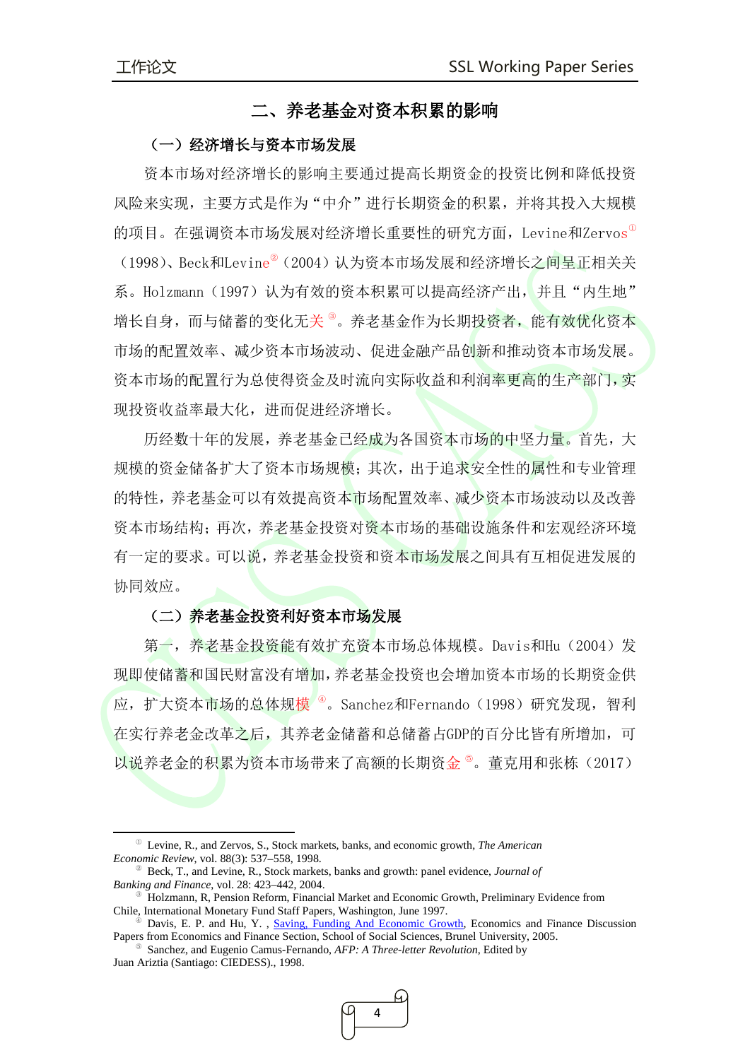## 二、养老基金对资本积累的影响

### （一）经济增长与资本市场发展

资本市场对经济增长的影响主要通过提高长期资金的投资比例和降低投资风险来实现，主要方式是作为“中介”进行长期资金的积累，并将其投入大规模的项目。在强调资本市场发展对经济增长重要性的研究方面，Levine和Zervos[①]（1998）、Beck和Levine[②]（2004）认为资本市场发展和经济增长之间呈正相关关系。Holzmann（1997）认为有效的资本积累可以提高经济产出，并且“内生地”增长自身，而与储蓄的变化无关[③]。养老基金作为长期投资者，能有效优化资本市场的配置效率、减少资本市场波动、促进金融产品创新和推动资本市场发展。资本市场的配置行为总使得资金及时流向实际收益和利润率更高的生产部门，实现投资收益率最大化，进而促进经济增长。

历经数十年的发展，养老基金已经成为各国资本市场的中坚力量。首先，大规模的资金储备扩大了资本市场规模；其次，出于追求安全性的属性和专业管理的特性，养老基金可以有效提高资本市场配置效率、减少资本市场波动以及改善资本市场结构；再次，养老基金投资对资本市场的基础设施条件和宏观经济环境有一定的要求。可以说，养老基金投资和资本市场发展之间具有互相促进发展的协同效应。

### （二）养老基金投资利好资本市场发展

第一，养老基金投资能有效扩充资本市场总体规模。Davis和Hu（2004）发现即使储蓄和国民财富没有增加，养老基金投资也会增加资本市场的长期资金供应，扩大资本市场的总体规模[④]。Sanchez和Fernando（1998）研究发现，智利在实行养老金改革之后，其养老金储蓄和总储蓄占GDP的百分比皆有所增加，可以说养老金的积累为资本市场带来了高额的长期资金[⑤]。董克用和张栋（2017）

---

[①] Levine, R., and Zervos, S., Stock markets, banks, and economic growth, *The American Economic Review*, vol. 88(3): 537–558, 1998.

[②] Beck, T., and Levine, R., Stock markets, banks and growth: panel evidence, *Journal of Banking and Finance*, vol. 28: 423–442, 2004.

[③] Holzmann, R, Pension Reform, Financial Market and Economic Growth, Preliminary Evidence from Chile, International Monetary Fund Staff Papers, Washington, June 1997.

[④] Davis, E. P. and Hu, Y. , Saving, Funding And Economic Growth, Economics and Finance Discussion Papers from Economics and Finance Section, School of Social Sciences, Brunel University, 2005.

[⑤] Sanchez, and Eugenio Camus-Fernando, *AFP: A Three-letter Revolution*, Edited by Juan Ariztia (Santiago: CIEDESS)., 1998.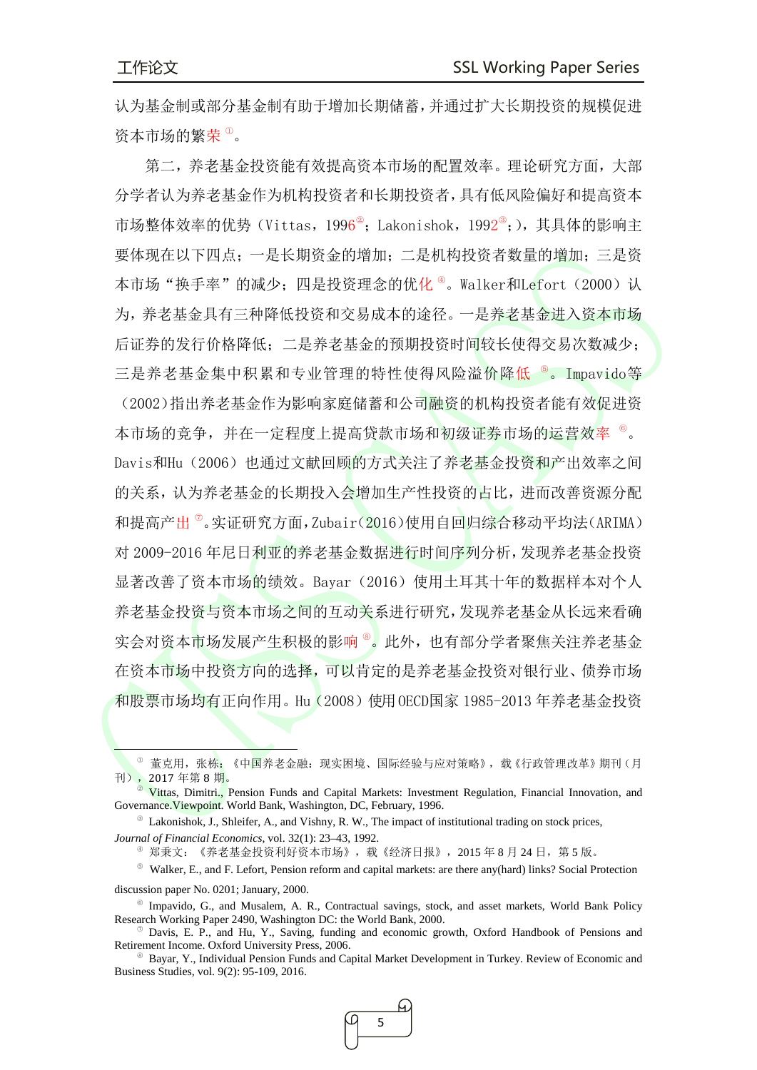认为基金制或部分基金制有助于增加长期储蓄，并通过扩大长期投资的规模促进资本市场的繁荣[①]。

第二，养老基金投资能有效提高资本市场的配置效率。理论研究方面，大部分学者认为养老基金作为机构投资者和长期投资者，具有低风险偏好和提高资本市场整体效率的优势（Vittas，1996[②]；Lakonishok，1992[③]；），其具体的影响主要体现在以下四点：一是长期资金的增加；二是机构投资者数量的增加；三是资本市场"换手率"的减少；四是投资理念的优化[④]。Walker和Lefort（2000）认为，养老基金具有三种降低投资和交易成本的途径。一是养老基金进入资本市场后证券的发行价格降低；二是养老基金的预期投资时间较长使得交易次数减少；三是养老基金集中积累和专业管理的特性使得风险溢价降低[⑤]。Impavido等（2002）指出养老基金作为影响家庭储蓄和公司融资的机构投资者能有效促进资本市场的竞争，并在一定程度上提高贷款市场和初级证券市场的运营效率[⑥]。Davis和Hu（2006）也通过文献回顾的方式关注了养老基金投资和产出效率之间的关系，认为养老基金的长期投入会增加生产性投资的占比，进而改善资源分配和提高产出[⑦]。实证研究方面，Zubair（2016）使用自回归综合移动平均法（ARIMA）对 2009-2016 年尼日利亚的养老基金数据进行时间序列分析，发现养老基金投资显著改善了资本市场的绩效。Bayar（2016）使用土耳其十年的数据样本对个人养老基金投资与资本市场之间的互动关系进行研究，发现养老基金从长远来看确实会对资本市场发展产生积极的影响[⑧]。此外，也有部分学者聚焦关注养老基金在资本市场中投资方向的选择，可以肯定的是养老基金投资对银行业、债券市场和股票市场均有正向作用。Hu（2008）使用OECD国家 1985-2013 年养老基金投资

---

① 董克用，张栋：《中国养老金融：现实困境、国际经验与应对策略》，载《行政管理改革》期刊（月刊），2017 年第 8 期。

② Vittas, Dimitri., Pension Funds and Capital Markets: Investment Regulation, Financial Innovation, and Governance.Viewpoint. World Bank, Washington, DC, February, 1996.

③ Lakonishok, J., Shleifer, A., and Vishny, R. W., The impact of institutional trading on stock prices, *Journal of Financial Economics*, vol. 32(1): 23–43, 1992.

④ 郑秉文：《养老基金投资利好资本市场》，载《经济日报》，2015 年 8 月 24 日，第 5 版。

⑤ Walker, E., and F. Lefort, Pension reform and capital markets: are there any(hard) links? Social Protection discussion paper No. 0201; January, 2000.

⑥ Impavido, G., and Musalem, A. R., Contractual savings, stock, and asset markets, World Bank Policy Research Working Paper 2490, Washington DC: the World Bank, 2000.

⑦ Davis, E. P., and Hu, Y., Saving, funding and economic growth, Oxford Handbook of Pensions and Retirement Income. Oxford University Press, 2006.

⑧ Bayar, Y., Individual Pension Funds and Capital Market Development in Turkey. Review of Economic and Business Studies, vol. 9(2): 95-109, 2016.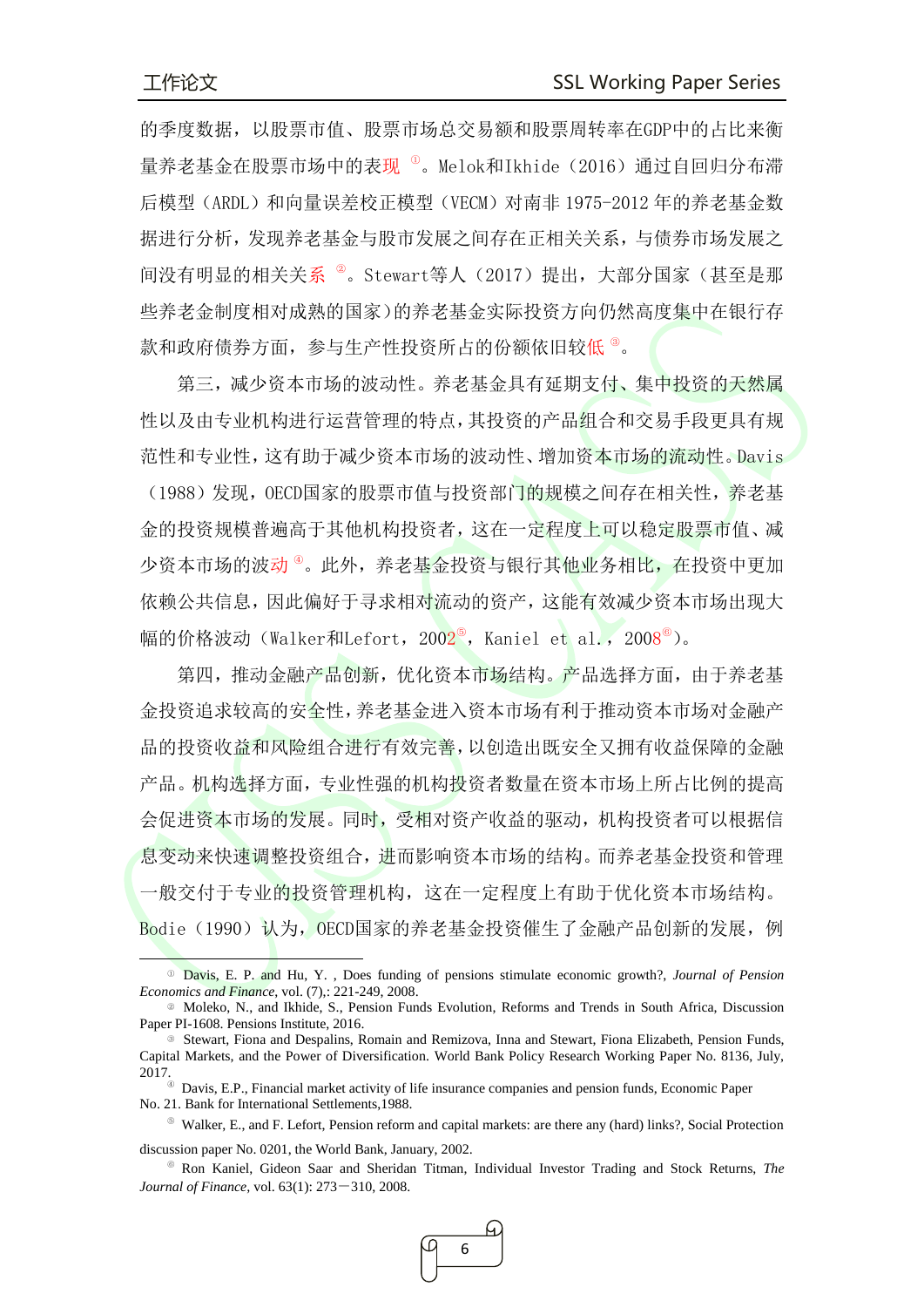的季度数据，以股票市值、股票市场总交易额和股票周转率在GDP中的占比来衡量养老基金在股票市场中的表现[①]。Melok和Ikhide（2016）通过自回归分布滞后模型（ARDL）和向量误差校正模型（VECM）对南非 1975-2012 年的养老基金数据进行分析，发现养老基金与股市发展之间存在正相关关系，与债券市场发展之间没有明显的相关关系[②]。Stewart等人（2017）提出，大部分国家（甚至是那些养老金制度相对成熟的国家）的养老基金实际投资方向仍然高度集中在银行存款和政府债券方面，参与生产性投资所占的份额依旧较低[③]。

第三，减少资本市场的波动性。养老基金具有延期支付、集中投资的天然属性以及由专业机构进行运营管理的特点，其投资的产品组合和交易手段更具有规范性和专业性，这有助于减少资本市场的波动性、增加资本市场的流动性。Davis（1988）发现，OECD国家的股票市值与投资部门的规模之间存在相关性，养老基金的投资规模普遍高于其他机构投资者，这在一定程度上可以稳定股票市值、减少资本市场的波动[④]。此外，养老基金投资与银行其他业务相比，在投资中更加依赖公共信息，因此偏好于寻求相对流动的资产，这能有效减少资本市场出现大幅的价格波动（Walker和Lefort，2002[⑤]，Kaniel et al.，2008[⑥]）。

第四，推动金融产品创新，优化资本市场结构。产品选择方面，由于养老基金投资追求较高的安全性，养老基金进入资本市场有利于推动资本市场对金融产品的投资收益和风险组合进行有效完善，以创造出既安全又拥有收益保障的金融产品。机构选择方面，专业性强的机构投资者数量在资本市场上所占比例的提高会促进资本市场的发展。同时，受相对资产收益的驱动，机构投资者可以根据信息变动来快速调整投资组合，进而影响资本市场的结构。而养老基金投资和管理一般交付于专业的投资管理机构，这在一定程度上有助于优化资本市场结构。Bodie（1990）认为，OECD国家的养老基金投资催生了金融产品创新的发展，例

---

① Davis, E. P. and Hu, Y. , Does funding of pensions stimulate economic growth?, *Journal of Pension Economics and Finance*, vol. (7),: 221-249, 2008.

② Moleko, N., and Ikhide, S., Pension Funds Evolution, Reforms and Trends in South Africa, Discussion Paper PI-1608. Pensions Institute, 2016.

③ Stewart, Fiona and Despalins, Romain and Remizova, Inna and Stewart, Fiona Elizabeth, Pension Funds, Capital Markets, and the Power of Diversification. World Bank Policy Research Working Paper No. 8136, July, 2017.

④ Davis, E.P., Financial market activity of life insurance companies and pension funds, Economic Paper No. 21. Bank for International Settlements,1988.

⑤ Walker, E., and F. Lefort, Pension reform and capital markets: are there any (hard) links?, Social Protection discussion paper No. 0201, the World Bank, January, 2002.

⑥ Ron Kaniel, Gideon Saar and Sheridan Titman, Individual Investor Trading and Stock Returns, *The Journal of Finance*, vol. 63(1): 273－310, 2008.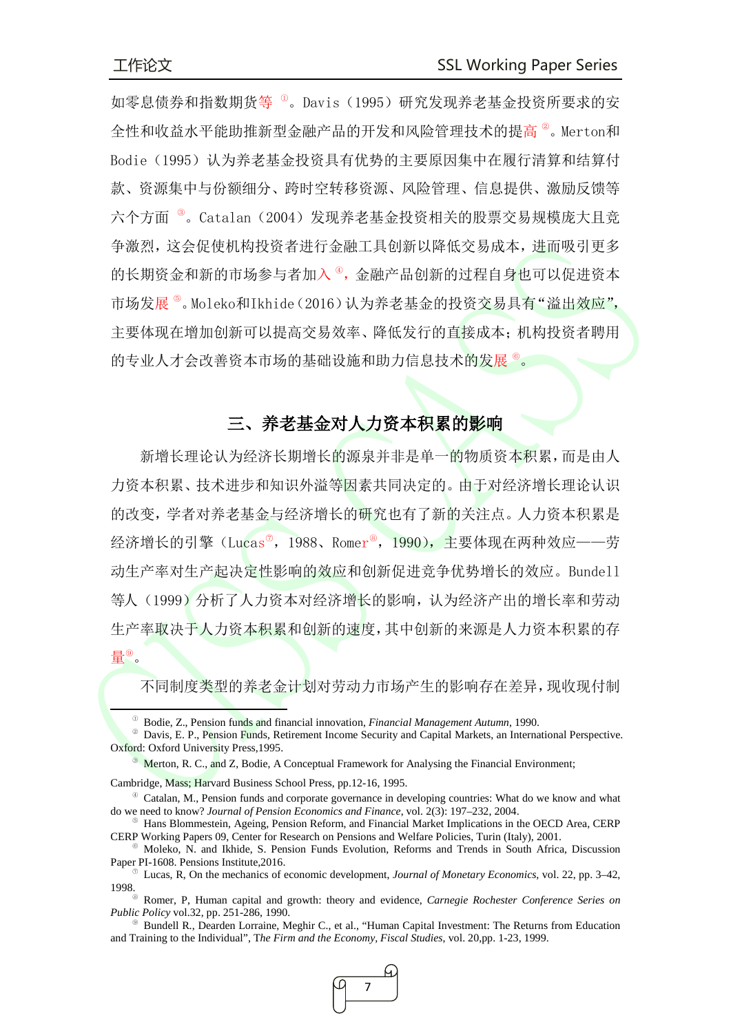如零息债券和指数期货等[①]。Davis（1995）研究发现养老基金投资所要求的安全性和收益水平能助推新型金融产品的开发和风险管理技术的提高[②]。Merton和Bodie（1995）认为养老基金投资具有优势的主要原因集中在履行清算和结算付款、资源集中与份额细分、跨时空转移资源、风险管理、信息提供、激励反馈等六个方面[③]。Catalan（2004）发现养老基金投资相关的股票交易规模庞大且竞争激烈，这会促使机构投资者进行金融工具创新以降低交易成本，进而吸引更多的长期资金和新的市场参与者加入[④]，金融产品创新的过程自身也可以促进资本市场发展[⑤]。Moleko和Ikhide（2016）认为养老基金的投资交易具有"溢出效应"，主要体现在增加创新可以提高交易效率、降低发行的直接成本；机构投资者聘用的专业人才会改善资本市场的基础设施和助力信息技术的发展[⑥]。

## 三、养老基金对人力资本积累的影响

新增长理论认为经济长期增长的源泉并非是单一的物质资本积累，而是由人力资本积累、技术进步和知识外溢等因素共同决定的。由于对经济增长理论认识的改变，学者对养老基金与经济增长的研究也有了新的关注点。人力资本积累是经济增长的引擎（Lucas[⑦]，1988、Romer[⑧]，1990），主要体现在两种效应——劳动生产率对生产起决定性影响的效应和创新促进竞争优势增长的效应。Bundell等人（1999）分析了人力资本对经济增长的影响，认为经济产出的增长率和劳动生产率取决于人力资本积累和创新的速度，其中创新的来源是人力资本积累的存量[⑨]。

不同制度类型的养老金计划对劳动力市场产生的影响存在差异，现收现付制

---

① Bodie, Z., Pension funds and financial innovation, *Financial Management Autumn*, 1990.

② Davis, E. P., Pension Funds, Retirement Income Security and Capital Markets, an International Perspective. Oxford: Oxford University Press,1995.

③ Merton, R. C., and Z, Bodie, A Conceptual Framework for Analysing the Financial Environment; Cambridge, Mass; Harvard Business School Press, pp.12-16, 1995.

④ Catalan, M., Pension funds and corporate governance in developing countries: What do we know and what do we need to know? *Journal of Pension Economics and Finance*, vol. 2(3): 197–232, 2004.

⑤ Hans Blommestein, Ageing, Pension Reform, and Financial Market Implications in the OECD Area, CERP CERP Working Papers 09, Center for Research on Pensions and Welfare Policies, Turin (Italy), 2001.

⑥ Moleko, N. and Ikhide, S. Pension Funds Evolution, Reforms and Trends in South Africa, Discussion Paper PI-1608. Pensions Institute,2016.

⑦ Lucas, R, On the mechanics of economic development, *Journal of Monetary Economics*, vol. 22, pp. 3–42, 1998.

⑧ Romer, P, Human capital and growth: theory and evidence, *Carnegie Rochester Conference Series on Public Policy* vol.32, pp. 251-286, 1990.

⑨ Bundell R., Dearden Lorraine, Meghir C., et al., "Human Capital Investment: The Returns from Education and Training to the Individual", *The Firm and the Economy, Fiscal Studies*, vol. 20,pp. 1-23, 1999.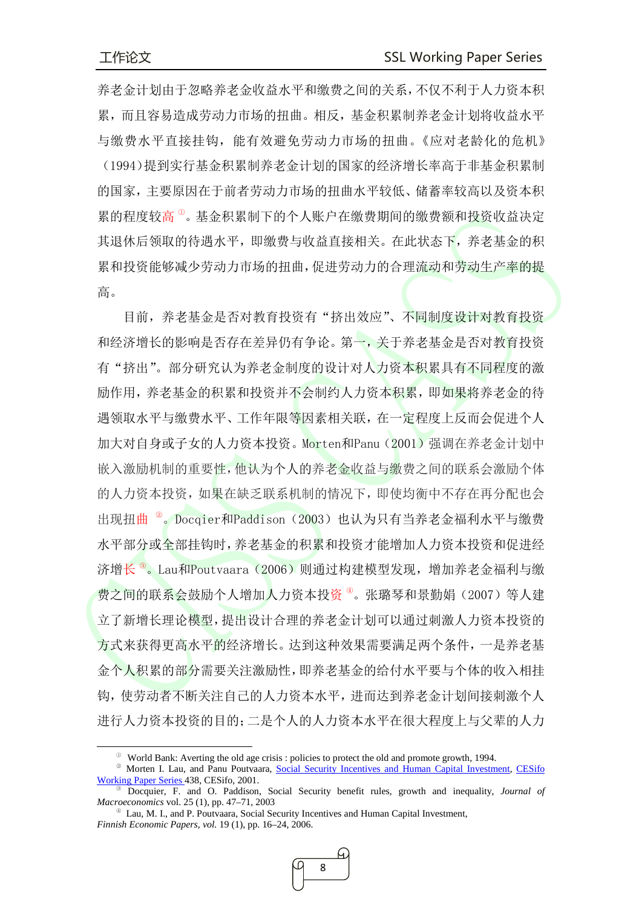养老金计划由于忽略养老金收益水平和缴费之间的关系，不仅不利于人力资本积累，而且容易造成劳动力市场的扭曲。相反，基金积累制养老金计划将收益水平与缴费水平直接挂钩，能有效避免劳动力市场的扭曲。《应对老龄化的危机》（1994）提到实行基金积累制养老金计划的国家的经济增长率高于非基金积累制的国家，主要原因在于前者劳动力市场的扭曲水平较低、储蓄率较高以及资本积累的程度较高[①]。基金积累制下的个人账户在缴费期间的缴费额和投资收益决定其退休后领取的待遇水平，即缴费与收益直接相关。在此状态下，养老基金的积累和投资能够减少劳动力市场的扭曲，促进劳动力的合理流动和劳动生产率的提高。

目前，养老基金是否对教育投资有"挤出效应"、不同制度设计对教育投资和经济增长的影响是否存在差异仍有争论。第一，关于养老基金是否对教育投资有"挤出"。部分研究认为养老金制度的设计对人力资本积累具有不同程度的激励作用，养老基金的积累和投资并不会制约人力资本积累，即如果将养老金的待遇领取水平与缴费水平、工作年限等因素相关联，在一定程度上反而会促进个人加大对自身或子女的人力资本投资。Morten和Panu（2001）强调在养老金计划中嵌入激励机制的重要性，他认为个人的养老金收益与缴费之间的联系会激励个体的人力资本投资，如果在缺乏联系机制的情况下，即使均衡中不存在再分配也会出现扭曲[②]。Docqier和Paddison（2003）也认为只有当养老金福利水平与缴费水平部分或全部挂钩时，养老基金的积累和投资才能增加人力资本投资和促进经济增长[③]。Lau和Poutvaara（2006）则通过构建模型发现，增加养老金福利与缴费之间的联系会鼓励个人增加人力资本投资[④]。张璐琴和景勤娟（2007）等人建立了新增长理论模型，提出设计合理的养老金计划可以通过刺激人力资本投资的方式来获得更高水平的经济增长。达到这种效果需要满足两个条件，一是养老基金个人积累的部分需要关注激励性，即养老基金的给付水平要与个体的收入相挂钩，使劳动者不断关注自己的人力资本水平，进而达到养老金计划间接刺激个人进行人力资本投资的目的；二是个人的人力资本水平在很大程度上与父辈的人力

---

[①] World Bank: Averting the old age crisis : policies to protect the old and promote growth, 1994.

[②] Morten I. Lau, and Panu Poutvaara, Social Security Incentives and Human Capital Investment, CESifo Working Paper Series 438, CESifo, 2001.

[③] Docquier, F. and O. Paddison, Social Security benefit rules, growth and inequality, *Journal of Macroeconomics* vol. 25 (1), pp. 47–71, 2003

[④] Lau, M. I., and P. Poutvaara, Social Security Incentives and Human Capital Investment, *Finnish Economic Papers, vol.* 19 (1), pp. 16–24, 2006.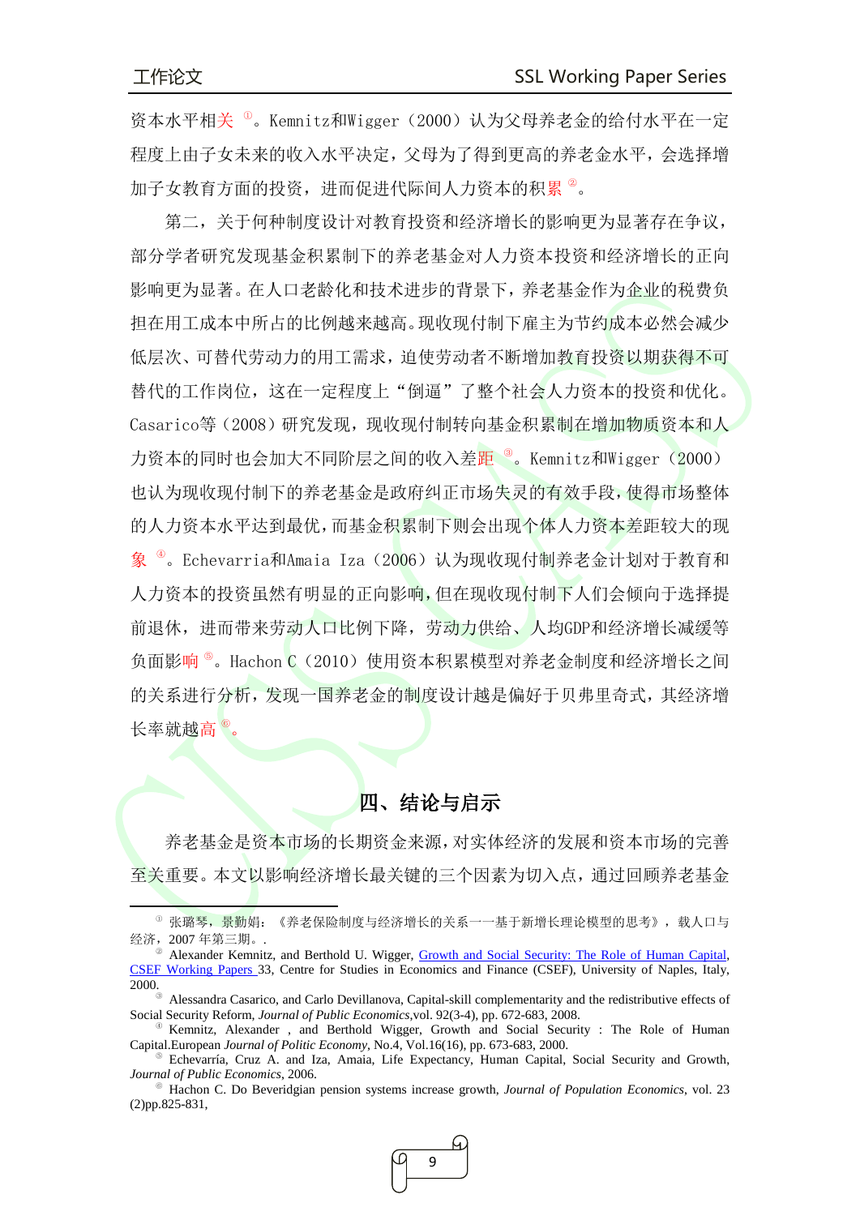资本水平相关[①]。Kemnitz和Wigger（2000）认为父母养老金的给付水平在一定程度上由子女未来的收入水平决定，父母为了得到更高的养老金水平，会选择增加子女教育方面的投资，进而促进代际间人力资本的积累[②]。

第二，关于何种制度设计对教育投资和经济增长的影响更为显著存在争议，部分学者研究发现基金积累制下的养老基金对人力资本投资和经济增长的正向影响更为显著。在人口老龄化和技术进步的背景下，养老基金作为企业的税费负担在用工成本中所占的比例越来越高。现收现付制下雇主为节约成本必然会减少低层次、可替代劳动力的用工需求，迫使劳动者不断增加教育投资以期获得不可替代的工作岗位，这在一定程度上"倒逼"了整个社会人力资本的投资和优化。Casarico等（2008）研究发现，现收现付制转向基金积累制在增加物质资本和人力资本的同时也会加大不同阶层之间的收入差距[③]。Kemnitz和Wigger（2000）也认为现收现付制下的养老基金是政府纠正市场失灵的有效手段，使得市场整体的人力资本水平达到最优，而基金积累制下则会出现个体人力资本差距较大的现象[④]。Echevarria和Amaia Iza（2006）认为现收现付制养老金计划对于教育和人力资本的投资虽然有明显的正向影响，但在现收现付制下人们会倾向于选择提前退休，进而带来劳动人口比例下降，劳动力供给、人均GDP和经济增长减缓等负面影响[⑤]。Hachon C（2010）使用资本积累模型对养老金制度和经济增长之间的关系进行分析，发现一国养老金的制度设计越是偏好于贝弗里奇式，其经济增长率就越高[⑥]。

## 四、结论与启示

养老基金是资本市场的长期资金来源，对实体经济的发展和资本市场的完善至关重要。本文以影响经济增长最关键的三个因素为切入点，通过回顾养老基金

---

[①] 张璐琴，景勤娟：《养老保险制度与经济增长的关系——基于新增长理论模型的思考》，载人口与经济，2007 年第三期。.

[②] Alexander Kemnitz, and Berthold U. Wigger, Growth and Social Security: The Role of Human Capital, CSEF Working Papers 33, Centre for Studies in Economics and Finance (CSEF), University of Naples, Italy, 2000.

[③] Alessandra Casarico, and Carlo Devillanova, Capital-skill complementarity and the redistributive effects of Social Security Reform, *Journal of Public Economics*,vol. 92(3-4), pp. 672-683, 2008.

[④] Kemnitz, Alexander , and Berthold Wigger, Growth and Social Security : The Role of Human Capital.European *Journal of Politic Economy*, No.4, Vol.16(16), pp. 673-683, 2000.

[⑤] Echevarría, Cruz A. and Iza, Amaia, Life Expectancy, Human Capital, Social Security and Growth, *Journal of Public Economics*, 2006.

[⑥] Hachon C. Do Beveridgian pension systems increase growth, *Journal of Population Economics*, vol. 23 (2)pp.825-831,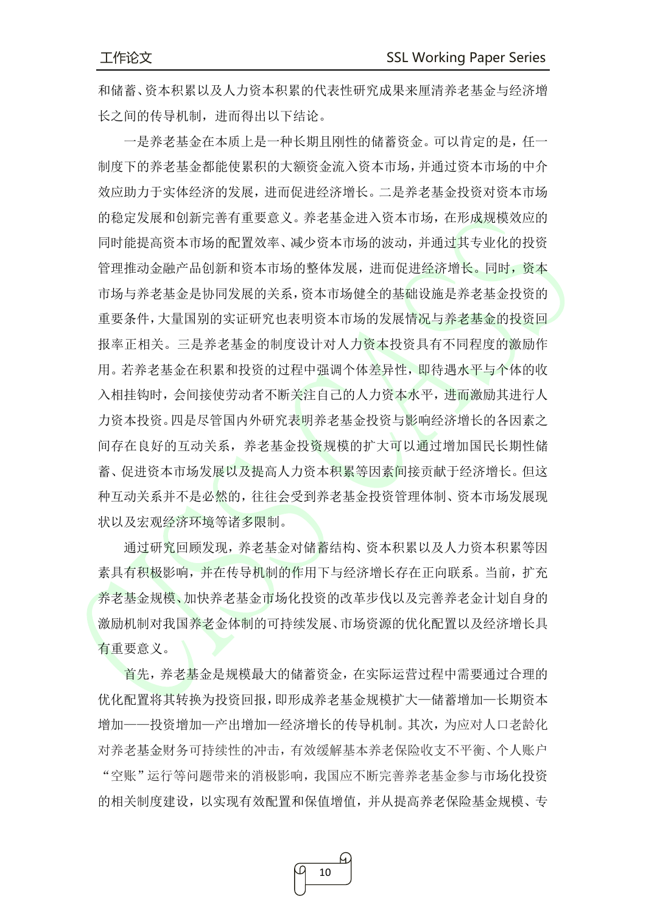和储蓄、资本积累以及人力资本积累的代表性研究成果来厘清养老基金与经济增长之间的传导机制，进而得出以下结论。

一是养老基金在本质上是一种长期且刚性的储蓄资金。可以肯定的是，任一制度下的养老基金都能使累积的大额资金流入资本市场，并通过资本市场的中介效应助力于实体经济的发展，进而促进经济增长。二是养老基金投资对资本市场的稳定发展和创新完善有重要意义。养老基金进入资本市场，在形成规模效应的同时能提高资本市场的配置效率、减少资本市场的波动，并通过其专业化的投资管理推动金融产品创新和资本市场的整体发展，进而促进经济增长。同时，资本市场与养老基金是协同发展的关系，资本市场健全的基础设施是养老基金投资的重要条件，大量国别的实证研究也表明资本市场的发展情况与养老基金的投资回报率正相关。三是养老基金的制度设计对人力资本投资具有不同程度的激励作用。若养老基金在积累和投资的过程中强调个体差异性，即待遇水平与个体的收入相挂钩时，会间接使劳动者不断关注自己的人力资本水平，进而激励其进行人力资本投资。四是尽管国内外研究表明养老基金投资与影响经济增长的各因素之间存在良好的互动关系，养老基金投资规模的扩大可以通过增加国民长期性储蓄、促进资本市场发展以及提高人力资本积累等因素间接贡献于经济增长。但这种互动关系并不是必然的，往往会受到养老基金投资管理体制、资本市场发展现状以及宏观经济环境等诸多限制。

通过研究回顾发现，养老基金对储蓄结构、资本积累以及人力资本积累等因素具有积极影响，并在传导机制的作用下与经济增长存在正向联系。当前，扩充养老基金规模、加快养老基金市场化投资的改革步伐以及完善养老金计划自身的激励机制对我国养老金体制的可持续发展、市场资源的优化配置以及经济增长具有重要意义。

首先，养老基金是规模最大的储蓄资金，在实际运营过程中需要通过合理的优化配置将其转换为投资回报，即形成养老基金规模扩大—储蓄增加—长期资本增加——投资增加—产出增加—经济增长的传导机制。其次，为应对人口老龄化对养老基金财务可持续性的冲击，有效缓解基本养老保险收支不平衡、个人账户“空账”运行等问题带来的消极影响，我国应不断完善养老基金参与市场化投资的相关制度建设，以实现有效配置和保值增值，并从提高养老保险基金规模、专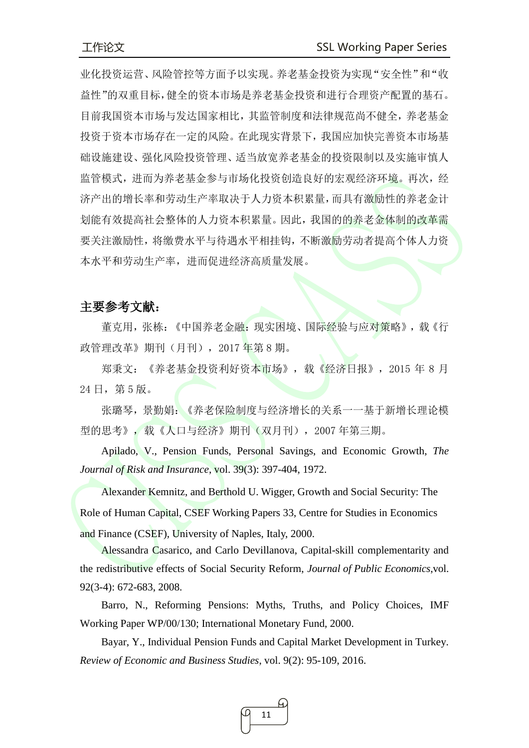业化投资运营、风险管控等方面予以实现。养老基金投资为实现“安全性”和“收益性”的双重目标，健全的资本市场是养老基金投资和进行合理资产配置的基石。目前我国资本市场与发达国家相比，其监管制度和法律规范尚不健全，养老基金投资于资本市场存在一定的风险。在此现实背景下，我国应加快完善资本市场基础设施建设、强化风险投资管理、适当放宽养老基金的投资限制以及实施审慎人监管模式，进而为养老基金参与市场化投资创造良好的宏观经济环境。再次，经济产出的增长率和劳动生产率取决于人力资本积累量，而具有激励性的养老金计划能有效提高社会整体的人力资本积累量。因此，我国的的养老金体制的改革需要关注激励性，将缴费水平与待遇水平相挂钩，不断激励劳动者提高个体人力资本水平和劳动生产率，进而促进经济高质量发展。

## 主要参考文献：

董克用，张栋：《中国养老金融：现实困境、国际经验与应对策略》，载《行政管理改革》期刊（月刊），2017 年第 8 期。

郑秉文：《养老基金投资利好资本市场》，载《经济日报》，2015 年 8 月 24 日，第 5 版。

张璐琴，景勤娟：《养老保险制度与经济增长的关系一一基于新增长理论模型的思考》，载《人口与经济》期刊（双月刊），2007 年第三期。

Apilado, V., Pension Funds, Personal Savings, and Economic Growth, *The Journal of Risk and Insurance*, vol. 39(3): 397-404, 1972.

Alexander Kemnitz, and Berthold U. Wigger, Growth and Social Security: The Role of Human Capital, CSEF Working Papers 33, Centre for Studies in Economics and Finance (CSEF), University of Naples, Italy, 2000.

Alessandra Casarico, and Carlo Devillanova, Capital-skill complementarity and the redistributive effects of Social Security Reform, *Journal of Public Economics*,vol. 92(3-4): 672-683, 2008.

Barro, N., Reforming Pensions: Myths, Truths, and Policy Choices, IMF Working Paper WP/00/130; International Monetary Fund, 2000.

Bayar, Y., Individual Pension Funds and Capital Market Development in Turkey. *Review of Economic and Business Studies*, vol. 9(2): 95-109, 2016.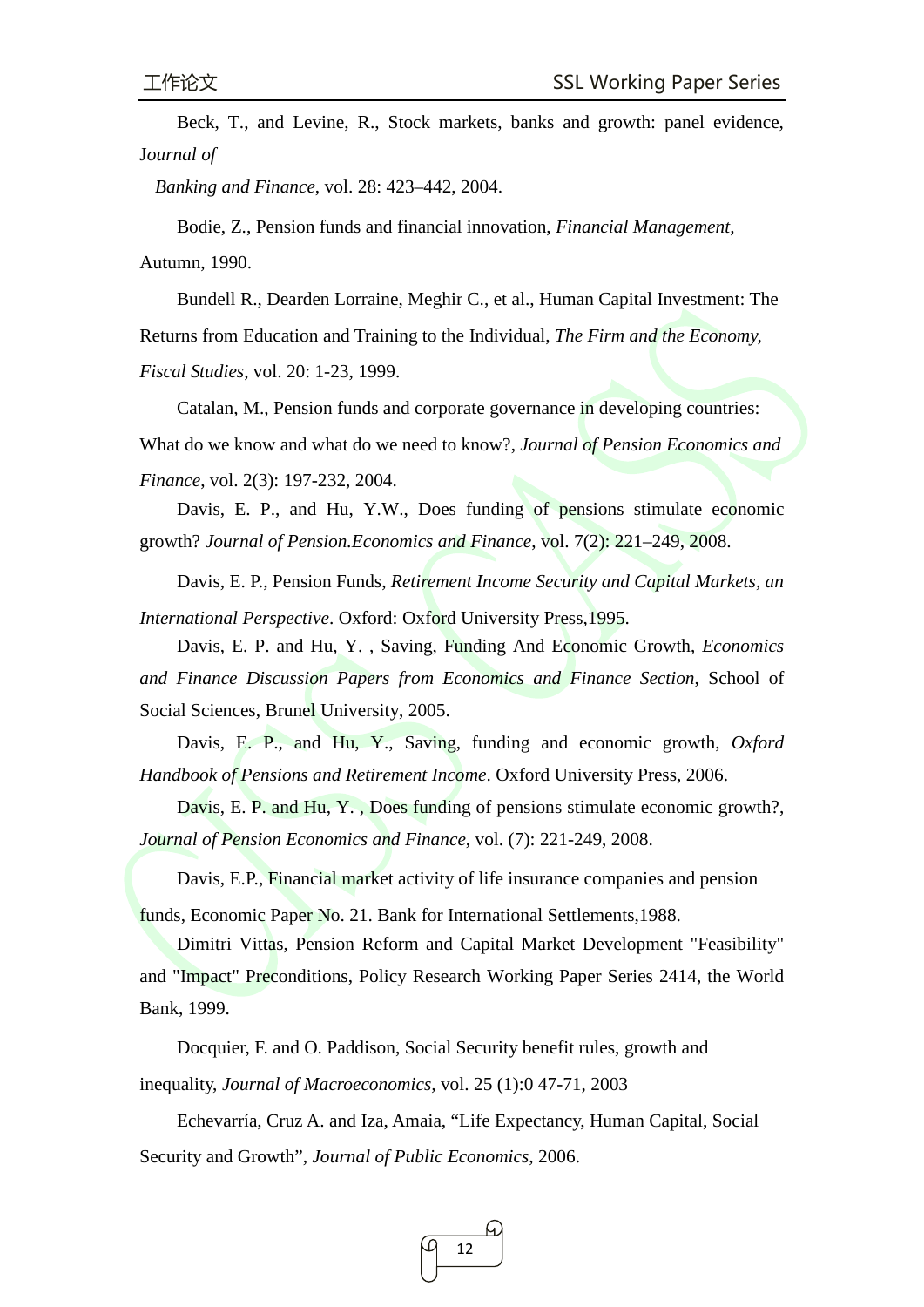Beck, T., and Levine, R., Stock markets, banks and growth: panel evidence, *Journal of Banking and Finance*, vol. 28: 423–442, 2004.

Bodie, Z., Pension funds and financial innovation, *Financial Management*, Autumn, 1990.

Bundell R., Dearden Lorraine, Meghir C., et al., Human Capital Investment: The Returns from Education and Training to the Individual, *The Firm and the Economy, Fiscal Studies*, vol. 20: 1-23, 1999.

Catalan, M., Pension funds and corporate governance in developing countries: What do we know and what do we need to know?, *Journal of Pension Economics and Finance*, vol. 2(3): 197-232, 2004.

Davis, E. P., and Hu, Y.W., Does funding of pensions stimulate economic growth? *Journal of Pension.Economics and Finance*, vol. 7(2): 221–249, 2008.

Davis, E. P., Pension Funds, *Retirement Income Security and Capital Markets, an International Perspective*. Oxford: Oxford University Press,1995.

Davis, E. P. and Hu, Y. , Saving, Funding And Economic Growth, *Economics and Finance Discussion Papers from Economics and Finance Section*, School of Social Sciences, Brunel University, 2005.

Davis, E. P., and Hu, Y., Saving, funding and economic growth, *Oxford Handbook of Pensions and Retirement Income*. Oxford University Press, 2006.

Davis, E. P. and Hu, Y. , Does funding of pensions stimulate economic growth?, *Journal of Pension Economics and Finance*, vol. (7): 221-249, 2008.

Davis, E.P., Financial market activity of life insurance companies and pension funds, Economic Paper No. 21. Bank for International Settlements,1988.

Dimitri Vittas, Pension Reform and Capital Market Development "Feasibility" and "Impact" Preconditions, Policy Research Working Paper Series 2414, the World Bank, 1999.

Docquier, F. and O. Paddison, Social Security benefit rules, growth and inequality, *Journal of Macroeconomics*, vol. 25 (1):0 47-71, 2003

Echevarría, Cruz A. and Iza, Amaia, “Life Expectancy, Human Capital, Social Security and Growth”, *Journal of Public Economics*, 2006.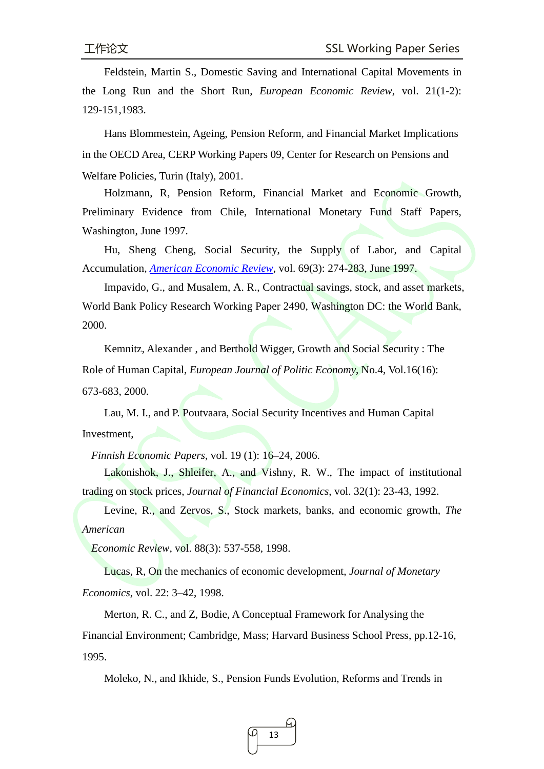Feldstein, Martin S., Domestic Saving and International Capital Movements in the Long Run and the Short Run, *European Economic Review*, vol. 21(1-2): 129-151,1983.

Hans Blommestein, Ageing, Pension Reform, and Financial Market Implications in the OECD Area, CERP Working Papers 09, Center for Research on Pensions and Welfare Policies, Turin (Italy), 2001.

Holzmann, R, Pension Reform, Financial Market and Economic Growth, Preliminary Evidence from Chile, International Monetary Fund Staff Papers, Washington, June 1997.

Hu, Sheng Cheng, Social Security, the Supply of Labor, and Capital Accumulation, *American Economic Review*, vol. 69(3): 274-283, June 1997.

Impavido, G., and Musalem, A. R., Contractual savings, stock, and asset markets, World Bank Policy Research Working Paper 2490, Washington DC: the World Bank, 2000.

Kemnitz, Alexander , and Berthold Wigger, Growth and Social Security : The Role of Human Capital, *European Journal of Politic Economy*, No.4, Vol.16(16): 673-683, 2000.

Lau, M. I., and P. Poutvaara, Social Security Incentives and Human Capital Investment,

*Finnish Economic Papers*, vol. 19 (1): 16–24, 2006.

Lakonishok, J., Shleifer, A., and Vishny, R. W., The impact of institutional trading on stock prices, *Journal of Financial Economics*, vol. 32(1): 23-43, 1992.

Levine, R., and Zervos, S., Stock markets, banks, and economic growth, *The American*

*Economic Review*, vol. 88(3): 537-558, 1998.

Lucas, R, On the mechanics of economic development, *Journal of Monetary Economics*, vol. 22: 3–42, 1998.

Merton, R. C., and Z, Bodie, A Conceptual Framework for Analysing the Financial Environment; Cambridge, Mass; Harvard Business School Press, pp.12-16, 1995.

Moleko, N., and Ikhide, S., Pension Funds Evolution, Reforms and Trends in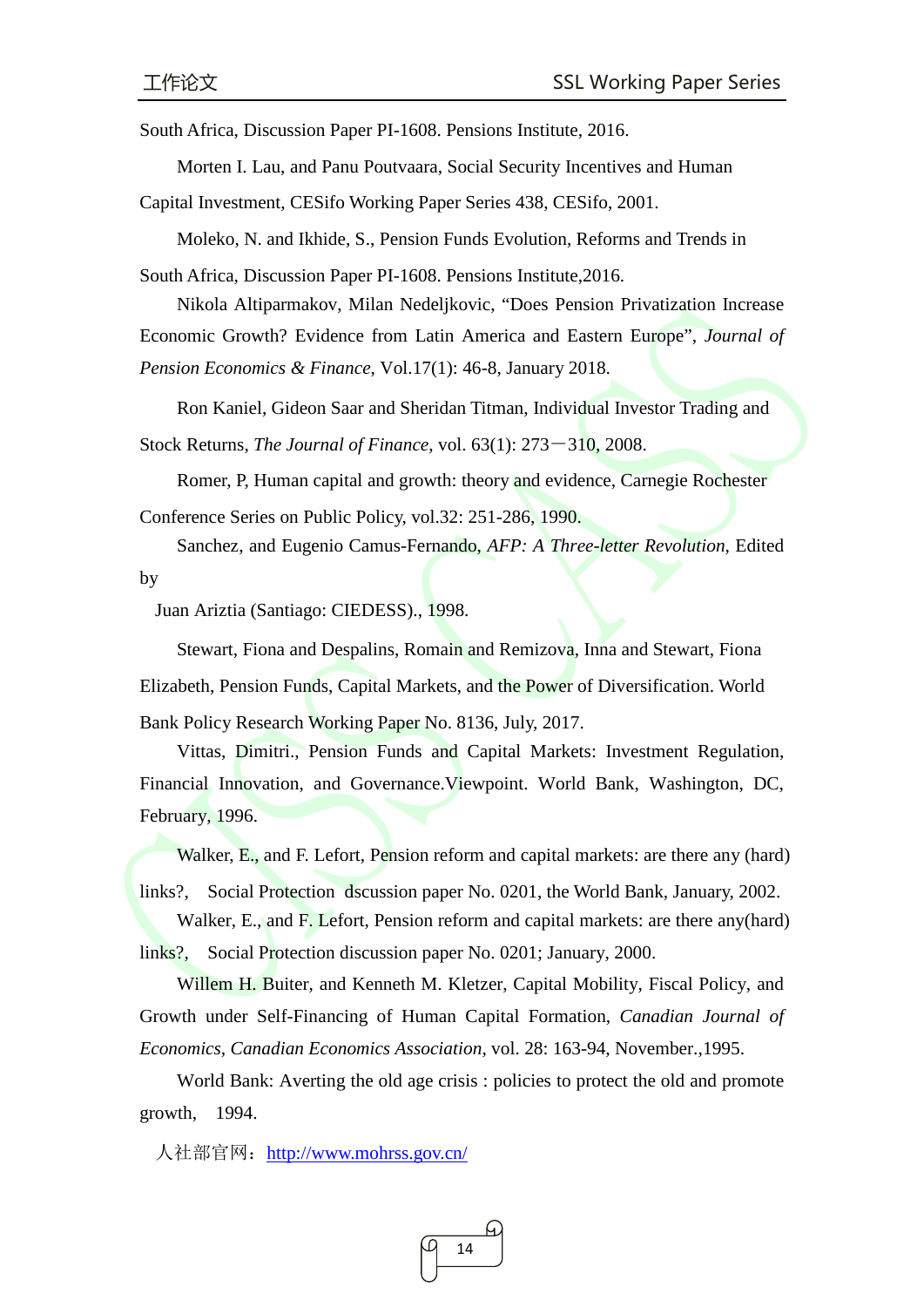South Africa, Discussion Paper PI-1608. Pensions Institute, 2016.

Morten I. Lau, and Panu Poutvaara, Social Security Incentives and Human Capital Investment, CESifo Working Paper Series 438, CESifo, 2001.

Moleko, N. and Ikhide, S., Pension Funds Evolution, Reforms and Trends in South Africa, Discussion Paper PI-1608. Pensions Institute,2016.

Nikola Altiparmakov, Milan Nedeljkovic, "Does Pension Privatization Increase Economic Growth? Evidence from Latin America and Eastern Europe", *Journal of Pension Economics & Finance*, Vol.17(1): 46-8, January 2018.

Ron Kaniel, Gideon Saar and Sheridan Titman, Individual Investor Trading and Stock Returns, *The Journal of Finance*, vol. 63(1): 273－310, 2008.

Romer, P, Human capital and growth: theory and evidence, Carnegie Rochester Conference Series on Public Policy, vol.32: 251-286, 1990.

Sanchez, and Eugenio Camus-Fernando, *AFP: A Three-letter Revolution*, Edited by

Juan Ariztia (Santiago: CIEDESS)., 1998.

Stewart, Fiona and Despalins, Romain and Remizova, Inna and Stewart, Fiona Elizabeth, Pension Funds, Capital Markets, and the Power of Diversification. World Bank Policy Research Working Paper No. 8136, July, 2017.

Vittas, Dimitri., Pension Funds and Capital Markets: Investment Regulation, Financial Innovation, and Governance.Viewpoint. World Bank, Washington, DC, February, 1996.

Walker, E., and F. Lefort, Pension reform and capital markets: are there any (hard) links?, Social Protection dscussion paper No. 0201, the World Bank, January, 2002.

Walker, E., and F. Lefort, Pension reform and capital markets: are there any(hard) links?, Social Protection discussion paper No. 0201; January, 2000.

Willem H. Buiter, and Kenneth M. Kletzer, Capital Mobility, Fiscal Policy, and Growth under Self-Financing of Human Capital Formation, *Canadian Journal of Economics, Canadian Economics Association*, vol. 28: 163-94, November.,1995.

World Bank: Averting the old age crisis : policies to protect the old and promote growth, 1994.

人社部官网：http://www.mohrss.gov.cn/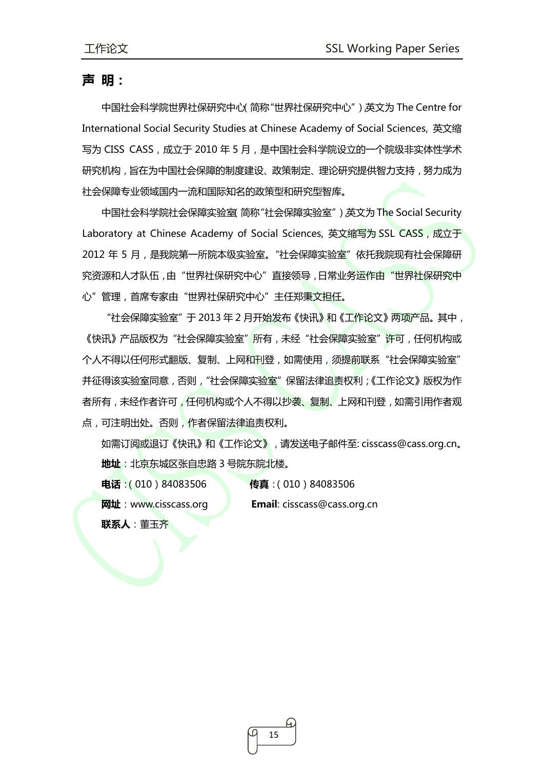**声 明：**

中国社会科学院世界社保研究中心（简称"世界社保研究中心"）英文为 The Centre for International Social Security Studies at Chinese Academy of Social Sciences，英文缩写为 CISS CASS，成立于 2010 年 5 月，是中国社会科学院设立的一个院级非实体性学术研究机构，旨在为中国社会保障的制度建设、政策制定、理论研究提供智力支持，努力成为社会保障专业领域国内一流和国际知名的政策型和研究型智库。

中国社会科学院社会保障实验室（简称"社会保障实验室"）英文为 The Social Security Laboratory at Chinese Academy of Social Sciences，英文缩写为 SSL CASS，成立于 2012 年 5 月，是我院第一所院本级实验室。"社会保障实验室"依托我院现有社会保障研究资源和人才队伍，由"世界社保研究中心"直接领导，日常业务运作由"世界社保研究中心"管理，首席专家由"世界社保研究中心"主任郑秉文担任。

"社会保障实验室"于 2013 年 2 月开始发布《快讯》和《工作论文》两项产品。其中，《快讯》产品版权为"社会保障实验室"所有，未经"社会保障实验室"许可，任何机构或个人不得以任何形式翻版、复制、上网和刊登，如需使用，须提前联系"社会保障实验室"并征得该实验室同意，否则，"社会保障实验室"保留法律追责权利；《工作论文》版权为作者所有，未经作者许可，任何机构或个人不得以抄袭、复制、上网和刊登，如需引用作者观点，可注明出处。否则，作者保留法律追责权利。

如需订阅或退订《快讯》和《工作论文》，请发送电子邮件至: cisscass@cass.org.cn。

**地址**：北京东城区张自忠路 3 号院东院北楼。

**电话**：（010）84083506　　**传真**：（010）84083506

**网址**：www.cisscass.org　　**Email**: cisscass@cass.org.cn

**联系人**：董玉齐